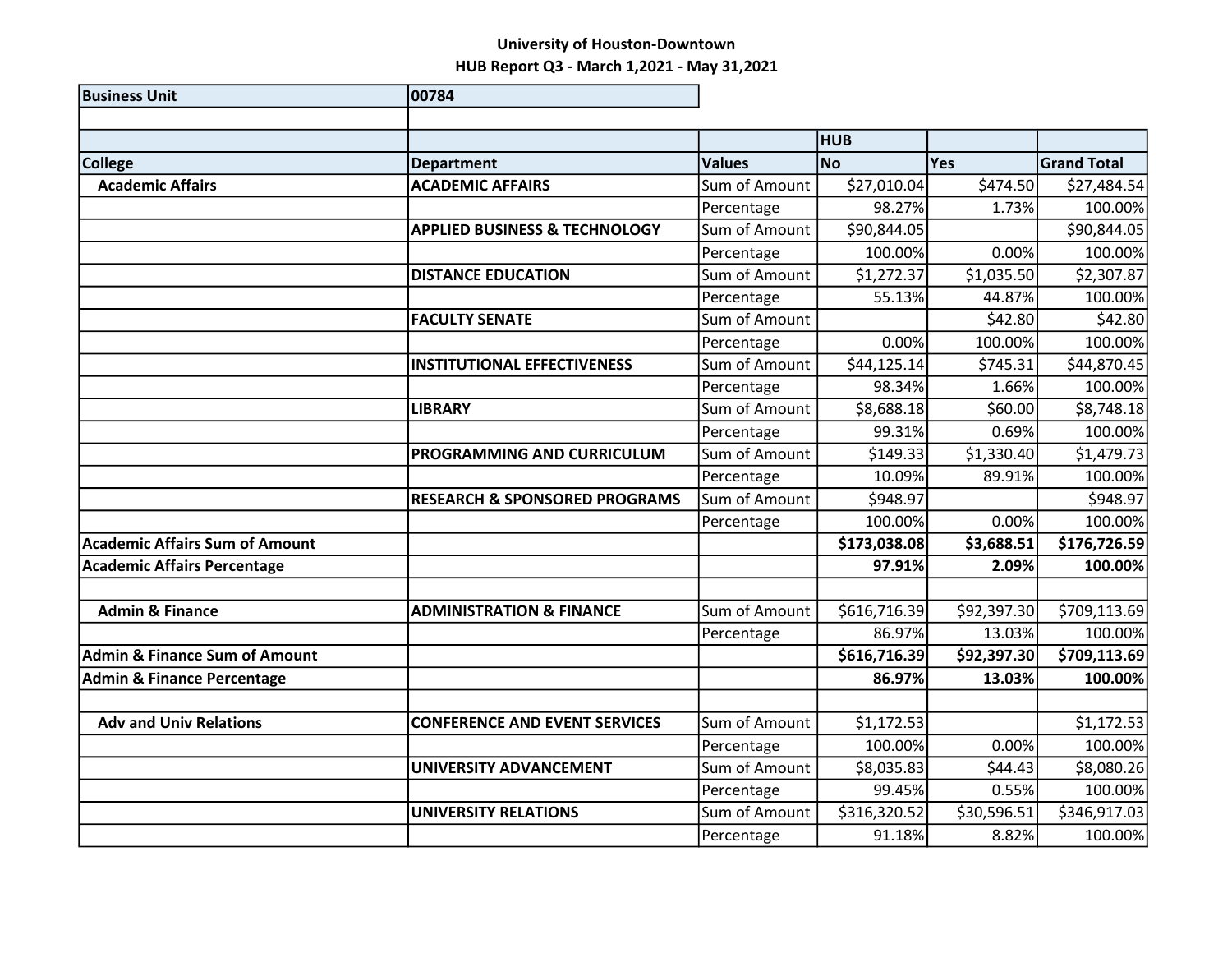**University of Houston-Downtown**

**HUB Report Q3 - March 1,2021 - May 31,2021**

| Business Unit | 00784 | | | | |
|---|---|---|---|---|---|
| | | | | | |
| | | | HUB | | |
| College | Department | Values | No | Yes | Grand Total |
| Academic Affairs | ACADEMIC AFFAIRS | Sum of Amount | $27,010.04 | $474.50 | $27,484.54 |
| | | Percentage | 98.27% | 1.73% | 100.00% |
| | APPLIED BUSINESS & TECHNOLOGY | Sum of Amount | $90,844.05 | | $90,844.05 |
| | | Percentage | 100.00% | 0.00% | 100.00% |
| | DISTANCE EDUCATION | Sum of Amount | $1,272.37 | $1,035.50 | $2,307.87 |
| | | Percentage | 55.13% | 44.87% | 100.00% |
| | FACULTY SENATE | Sum of Amount | | $42.80 | $42.80 |
| | | Percentage | 0.00% | 100.00% | 100.00% |
| | INSTITUTIONAL EFFECTIVENESS | Sum of Amount | $44,125.14 | $745.31 | $44,870.45 |
| | | Percentage | 98.34% | 1.66% | 100.00% |
| | LIBRARY | Sum of Amount | $8,688.18 | $60.00 | $8,748.18 |
| | | Percentage | 99.31% | 0.69% | 100.00% |
| | PROGRAMMING AND CURRICULUM | Sum of Amount | $149.33 | $1,330.40 | $1,479.73 |
| | | Percentage | 10.09% | 89.91% | 100.00% |
| | RESEARCH & SPONSORED PROGRAMS | Sum of Amount | $948.97 | | $948.97 |
| | | Percentage | 100.00% | 0.00% | 100.00% |
| **Academic Affairs Sum of Amount** | | | **$173,038.08** | **$3,688.51** | **$176,726.59** |
| **Academic Affairs Percentage** | | | **97.91%** | **2.09%** | **100.00%** |
| | | | | | |
| Admin & Finance | ADMINISTRATION & FINANCE | Sum of Amount | $616,716.39 | $92,397.30 | $709,113.69 |
| | | Percentage | 86.97% | 13.03% | 100.00% |
| **Admin & Finance Sum of Amount** | | | **$616,716.39** | **$92,397.30** | **$709,113.69** |
| **Admin & Finance Percentage** | | | **86.97%** | **13.03%** | **100.00%** |
| | | | | | |
| Adv and Univ Relations | CONFERENCE AND EVENT SERVICES | Sum of Amount | $1,172.53 | | $1,172.53 |
| | | Percentage | 100.00% | 0.00% | 100.00% |
| | UNIVERSITY ADVANCEMENT | Sum of Amount | $8,035.83 | $44.43 | $8,080.26 |
| | | Percentage | 99.45% | 0.55% | 100.00% |
| | UNIVERSITY RELATIONS | Sum of Amount | $316,320.52 | $30,596.51 | $346,917.03 |
| | | Percentage | 91.18% | 8.82% | 100.00% |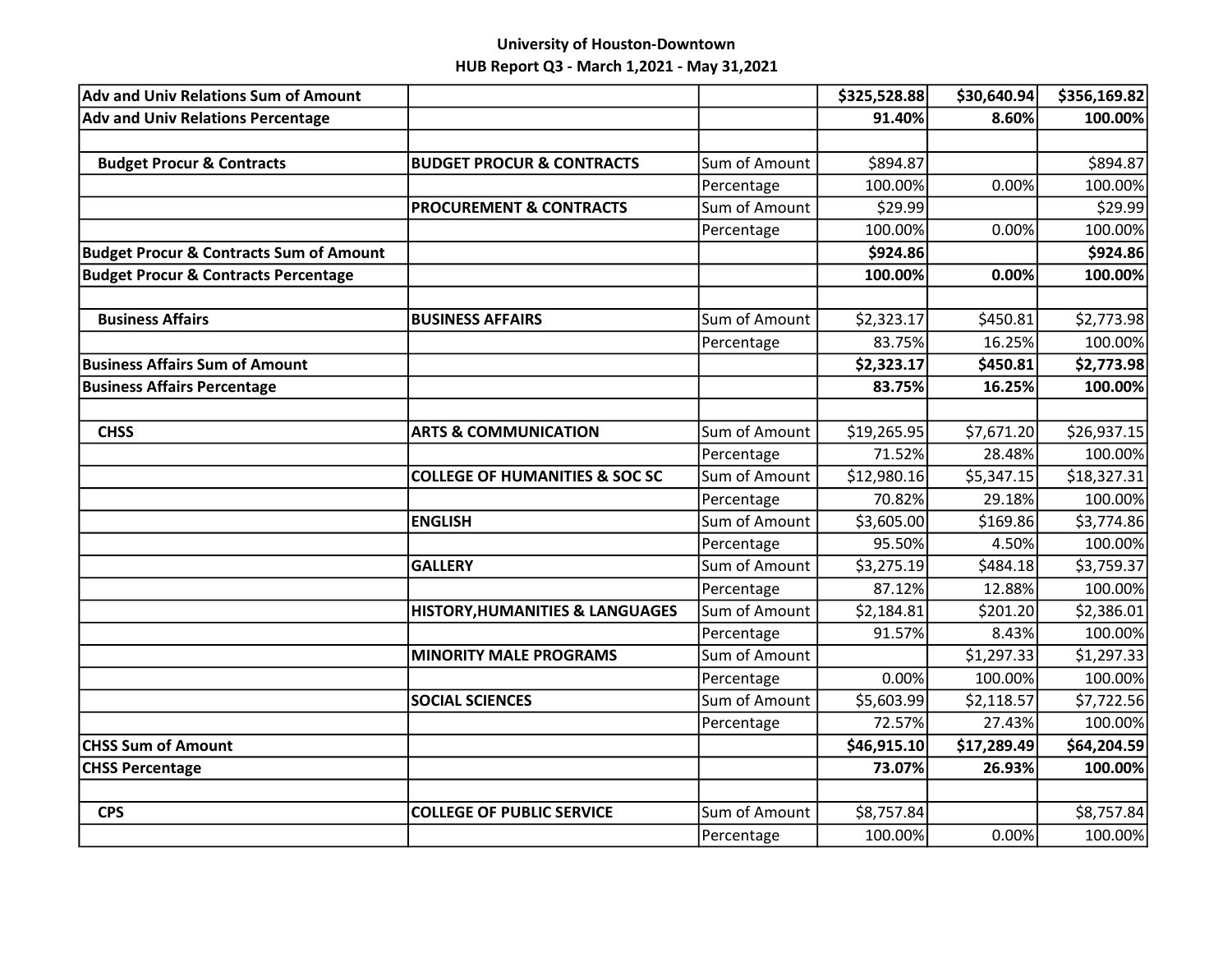**University of Houston-Downtown**
**HUB Report Q3 - March 1,2021 - May 31,2021**

| | | | | | |
|---|---|---|---|---|---|
| **Adv and Univ Relations Sum of Amount** | | | **$325,528.88** | **$30,640.94** | **$356,169.82** |
| **Adv and Univ Relations Percentage** | | | **91.40%** | **8.60%** | **100.00%** |
| | | | | | |
| **Budget Procur & Contracts** | **BUDGET PROCUR & CONTRACTS** | Sum of Amount | $894.87 | | $894.87 |
| | | Percentage | 100.00% | 0.00% | 100.00% |
| | **PROCUREMENT & CONTRACTS** | Sum of Amount | $29.99 | | $29.99 |
| | | Percentage | 100.00% | 0.00% | 100.00% |
| **Budget Procur & Contracts Sum of Amount** | | | **$924.86** | | **$924.86** |
| **Budget Procur & Contracts Percentage** | | | **100.00%** | **0.00%** | **100.00%** |
| | | | | | |
| **Business Affairs** | **BUSINESS AFFAIRS** | Sum of Amount | $2,323.17 | $450.81 | $2,773.98 |
| | | Percentage | 83.75% | 16.25% | 100.00% |
| **Business Affairs Sum of Amount** | | | **$2,323.17** | **$450.81** | **$2,773.98** |
| **Business Affairs Percentage** | | | **83.75%** | **16.25%** | **100.00%** |
| | | | | | |
| **CHSS** | **ARTS & COMMUNICATION** | Sum of Amount | $19,265.95 | $7,671.20 | $26,937.15 |
| | | Percentage | 71.52% | 28.48% | 100.00% |
| | **COLLEGE OF HUMANITIES & SOC SC** | Sum of Amount | $12,980.16 | $5,347.15 | $18,327.31 |
| | | Percentage | 70.82% | 29.18% | 100.00% |
| | **ENGLISH** | Sum of Amount | $3,605.00 | $169.86 | $3,774.86 |
| | | Percentage | 95.50% | 4.50% | 100.00% |
| | **GALLERY** | Sum of Amount | $3,275.19 | $484.18 | $3,759.37 |
| | | Percentage | 87.12% | 12.88% | 100.00% |
| | **HISTORY,HUMANITIES & LANGUAGES** | Sum of Amount | $2,184.81 | $201.20 | $2,386.01 |
| | | Percentage | 91.57% | 8.43% | 100.00% |
| | **MINORITY MALE PROGRAMS** | Sum of Amount | | $1,297.33 | $1,297.33 |
| | | Percentage | 0.00% | 100.00% | 100.00% |
| | **SOCIAL SCIENCES** | Sum of Amount | $5,603.99 | $2,118.57 | $7,722.56 |
| | | Percentage | 72.57% | 27.43% | 100.00% |
| **CHSS Sum of Amount** | | | **$46,915.10** | **$17,289.49** | **$64,204.59** |
| **CHSS Percentage** | | | **73.07%** | **26.93%** | **100.00%** |
| | | | | | |
| **CPS** | **COLLEGE OF PUBLIC SERVICE** | Sum of Amount | $8,757.84 | | $8,757.84 |
| | | Percentage | 100.00% | 0.00% | 100.00% |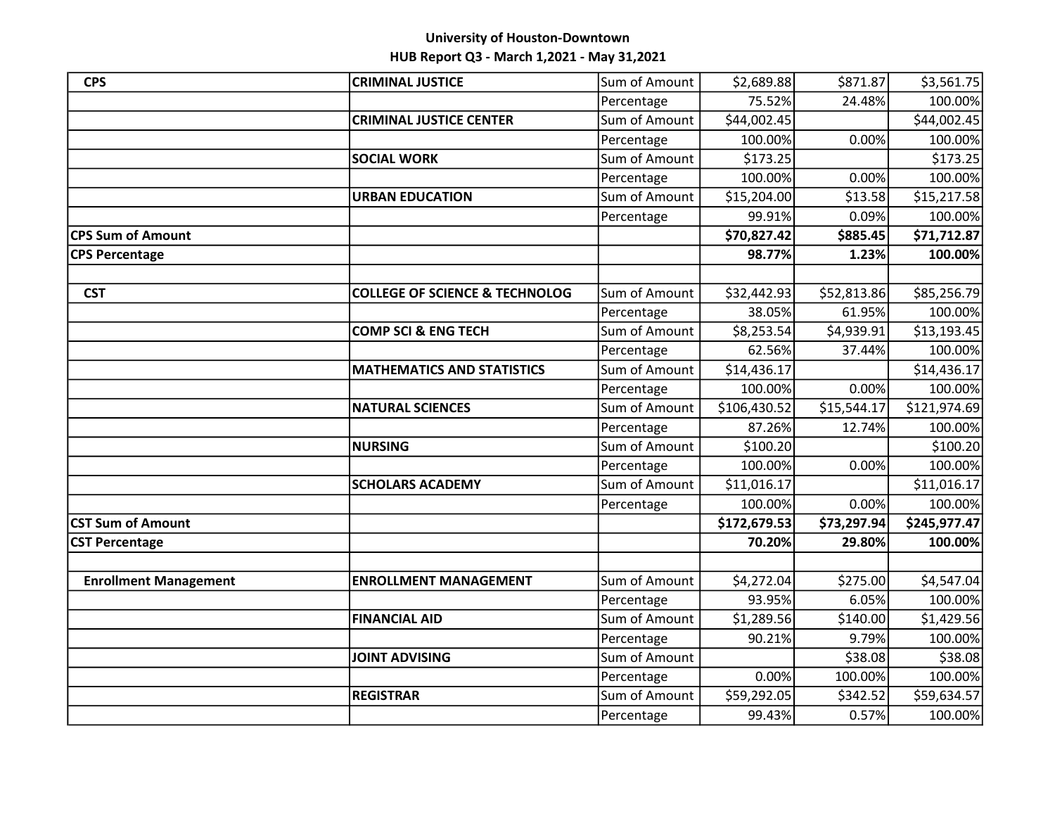**University of Houston-Downtown**

**HUB Report Q3 - March 1,2021 - May 31,2021**

| | | | | | |
|---|---|---|---|---|---|
| **CPS** | **CRIMINAL JUSTICE** | Sum of Amount | $2,689.88 | $871.87 | $3,561.75 |
| | | Percentage | 75.52% | 24.48% | 100.00% |
| | **CRIMINAL JUSTICE CENTER** | Sum of Amount | $44,002.45 | | $44,002.45 |
| | | Percentage | 100.00% | 0.00% | 100.00% |
| | **SOCIAL WORK** | Sum of Amount | $173.25 | | $173.25 |
| | | Percentage | 100.00% | 0.00% | 100.00% |
| | **URBAN EDUCATION** | Sum of Amount | $15,204.00 | $13.58 | $15,217.58 |
| | | Percentage | 99.91% | 0.09% | 100.00% |
| **CPS Sum of Amount** | | | **$70,827.42** | **$885.45** | **$71,712.87** |
| **CPS Percentage** | | | **98.77%** | **1.23%** | **100.00%** |
| | | | | | |
| **CST** | **COLLEGE OF SCIENCE & TECHNOLOG** | Sum of Amount | $32,442.93 | $52,813.86 | $85,256.79 |
| | | Percentage | 38.05% | 61.95% | 100.00% |
| | **COMP SCI & ENG TECH** | Sum of Amount | $8,253.54 | $4,939.91 | $13,193.45 |
| | | Percentage | 62.56% | 37.44% | 100.00% |
| | **MATHEMATICS AND STATISTICS** | Sum of Amount | $14,436.17 | | $14,436.17 |
| | | Percentage | 100.00% | 0.00% | 100.00% |
| | **NATURAL SCIENCES** | Sum of Amount | $106,430.52 | $15,544.17 | $121,974.69 |
| | | Percentage | 87.26% | 12.74% | 100.00% |
| | **NURSING** | Sum of Amount | $100.20 | | $100.20 |
| | | Percentage | 100.00% | 0.00% | 100.00% |
| | **SCHOLARS ACADEMY** | Sum of Amount | $11,016.17 | | $11,016.17 |
| | | Percentage | 100.00% | 0.00% | 100.00% |
| **CST Sum of Amount** | | | **$172,679.53** | **$73,297.94** | **$245,977.47** |
| **CST Percentage** | | | **70.20%** | **29.80%** | **100.00%** |
| | | | | | |
| **Enrollment Management** | **ENROLLMENT MANAGEMENT** | Sum of Amount | $4,272.04 | $275.00 | $4,547.04 |
| | | Percentage | 93.95% | 6.05% | 100.00% |
| | **FINANCIAL AID** | Sum of Amount | $1,289.56 | $140.00 | $1,429.56 |
| | | Percentage | 90.21% | 9.79% | 100.00% |
| | **JOINT ADVISING** | Sum of Amount | | $38.08 | $38.08 |
| | | Percentage | 0.00% | 100.00% | 100.00% |
| | **REGISTRAR** | Sum of Amount | $59,292.05 | $342.52 | $59,634.57 |
| | | Percentage | 99.43% | 0.57% | 100.00% |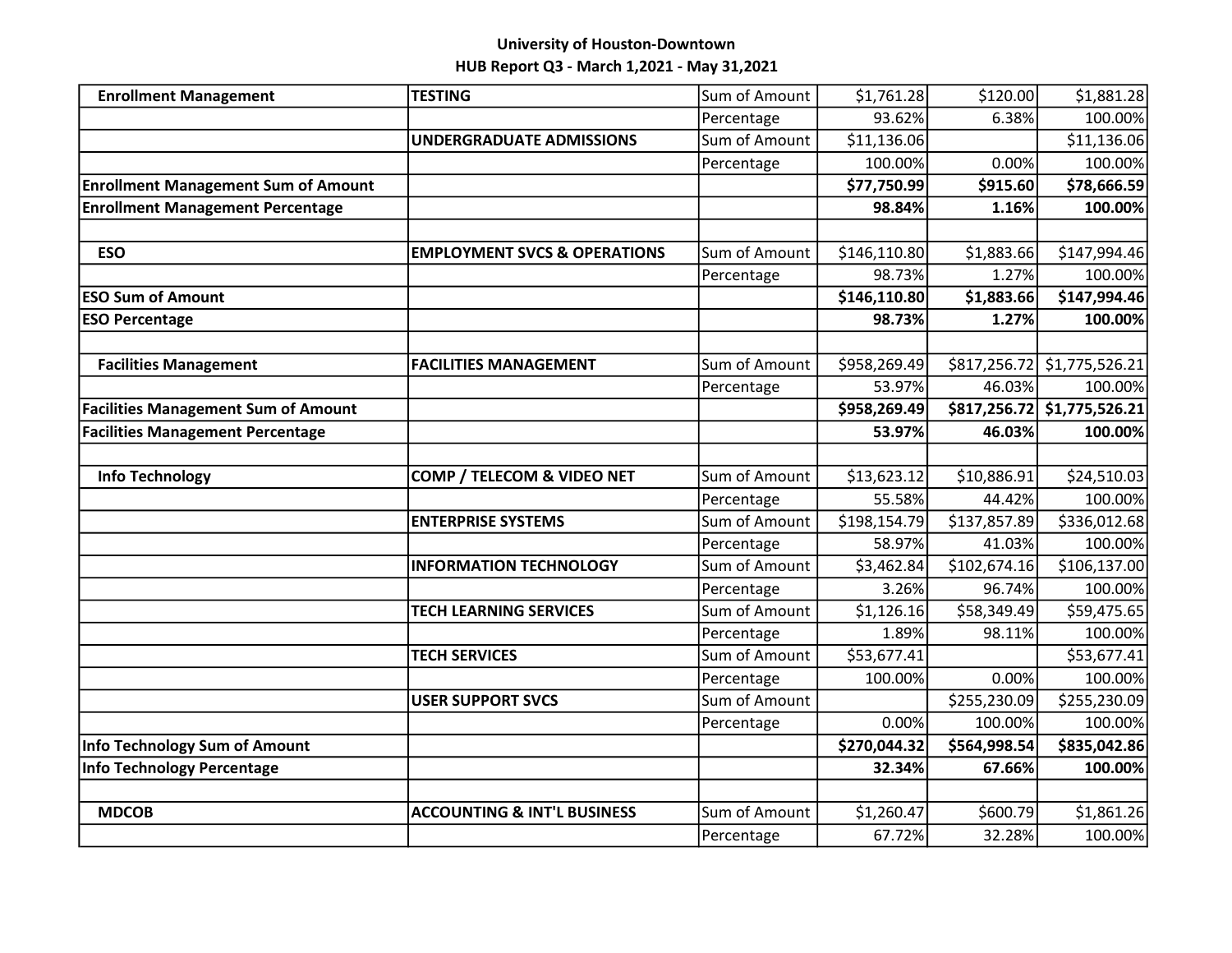**University of Houston-Downtown**

**HUB Report Q3 - March 1,2021 - May 31,2021**

| | | | | | |
|---|---|---|---|---|---|
| **Enrollment Management** | **TESTING** | Sum of Amount | $1,761.28 | $120.00 | $1,881.28 |
| | | Percentage | 93.62% | 6.38% | 100.00% |
| | **UNDERGRADUATE ADMISSIONS** | Sum of Amount | $11,136.06 | | $11,136.06 |
| | | Percentage | 100.00% | 0.00% | 100.00% |
| **Enrollment Management Sum of Amount** | | | **$77,750.99** | **$915.60** | **$78,666.59** |
| **Enrollment Management Percentage** | | | **98.84%** | **1.16%** | **100.00%** |
| | | | | | |
| **ESO** | **EMPLOYMENT SVCS & OPERATIONS** | Sum of Amount | $146,110.80 | $1,883.66 | $147,994.46 |
| | | Percentage | 98.73% | 1.27% | 100.00% |
| **ESO Sum of Amount** | | | **$146,110.80** | **$1,883.66** | **$147,994.46** |
| **ESO Percentage** | | | **98.73%** | **1.27%** | **100.00%** |
| | | | | | |
| **Facilities Management** | **FACILITIES MANAGEMENT** | Sum of Amount | $958,269.49 | $817,256.72 | $1,775,526.21 |
| | | Percentage | 53.97% | 46.03% | 100.00% |
| **Facilities Management Sum of Amount** | | | **$958,269.49** | **$817,256.72** | **$1,775,526.21** |
| **Facilities Management Percentage** | | | **53.97%** | **46.03%** | **100.00%** |
| | | | | | |
| **Info Technology** | **COMP / TELECOM & VIDEO NET** | Sum of Amount | $13,623.12 | $10,886.91 | $24,510.03 |
| | | Percentage | 55.58% | 44.42% | 100.00% |
| | **ENTERPRISE SYSTEMS** | Sum of Amount | $198,154.79 | $137,857.89 | $336,012.68 |
| | | Percentage | 58.97% | 41.03% | 100.00% |
| | **INFORMATION TECHNOLOGY** | Sum of Amount | $3,462.84 | $102,674.16 | $106,137.00 |
| | | Percentage | 3.26% | 96.74% | 100.00% |
| | **TECH LEARNING SERVICES** | Sum of Amount | $1,126.16 | $58,349.49 | $59,475.65 |
| | | Percentage | 1.89% | 98.11% | 100.00% |
| | **TECH SERVICES** | Sum of Amount | $53,677.41 | | $53,677.41 |
| | | Percentage | 100.00% | 0.00% | 100.00% |
| | **USER SUPPORT SVCS** | Sum of Amount | | $255,230.09 | $255,230.09 |
| | | Percentage | 0.00% | 100.00% | 100.00% |
| **Info Technology Sum of Amount** | | | **$270,044.32** | **$564,998.54** | **$835,042.86** |
| **Info Technology Percentage** | | | **32.34%** | **67.66%** | **100.00%** |
| | | | | | |
| **MDCOB** | **ACCOUNTING & INT'L BUSINESS** | Sum of Amount | $1,260.47 | $600.79 | $1,861.26 |
| | | Percentage | 67.72% | 32.28% | 100.00% |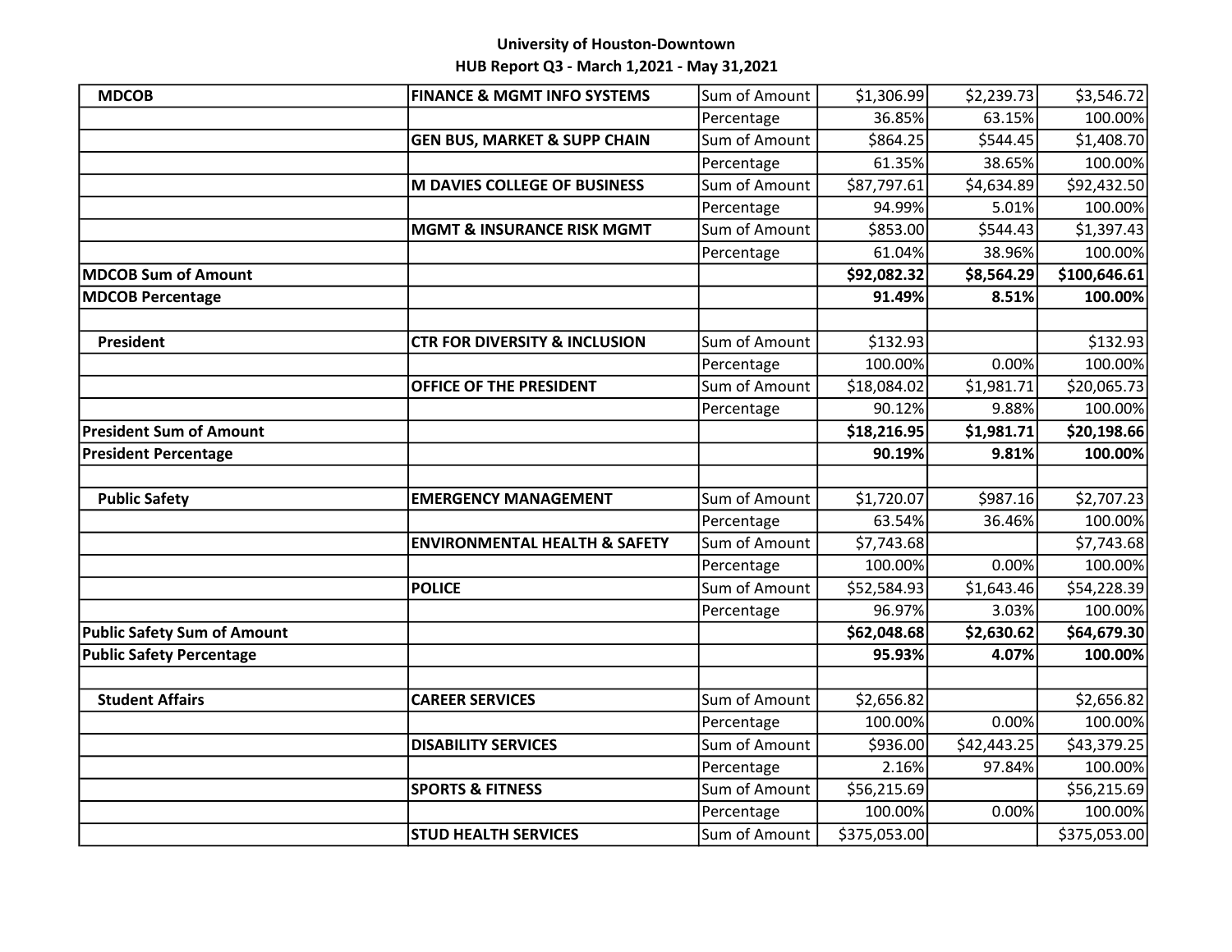**University of Houston-Downtown**

**HUB Report Q3 - March 1,2021 - May 31,2021**

| | | | | | |
|---|---|---|---|---|---|
| **MDCOB** | **FINANCE & MGMT INFO SYSTEMS** | Sum of Amount | $1,306.99 | $2,239.73 | $3,546.72 |
| | | Percentage | 36.85% | 63.15% | 100.00% |
| | **GEN BUS, MARKET & SUPP CHAIN** | Sum of Amount | $864.25 | $544.45 | $1,408.70 |
| | | Percentage | 61.35% | 38.65% | 100.00% |
| | **M DAVIES COLLEGE OF BUSINESS** | Sum of Amount | $87,797.61 | $4,634.89 | $92,432.50 |
| | | Percentage | 94.99% | 5.01% | 100.00% |
| | **MGMT & INSURANCE RISK MGMT** | Sum of Amount | $853.00 | $544.43 | $1,397.43 |
| | | Percentage | 61.04% | 38.96% | 100.00% |
| **MDCOB Sum of Amount** | | | **$92,082.32** | **$8,564.29** | **$100,646.61** |
| **MDCOB Percentage** | | | **91.49%** | **8.51%** | **100.00%** |
| | | | | | |
| **President** | **CTR FOR DIVERSITY & INCLUSION** | Sum of Amount | $132.93 | | $132.93 |
| | | Percentage | 100.00% | 0.00% | 100.00% |
| | **OFFICE OF THE PRESIDENT** | Sum of Amount | $18,084.02 | $1,981.71 | $20,065.73 |
| | | Percentage | 90.12% | 9.88% | 100.00% |
| **President Sum of Amount** | | | **$18,216.95** | **$1,981.71** | **$20,198.66** |
| **President Percentage** | | | **90.19%** | **9.81%** | **100.00%** |
| | | | | | |
| **Public Safety** | **EMERGENCY MANAGEMENT** | Sum of Amount | $1,720.07 | $987.16 | $2,707.23 |
| | | Percentage | 63.54% | 36.46% | 100.00% |
| | **ENVIRONMENTAL HEALTH & SAFETY** | Sum of Amount | $7,743.68 | | $7,743.68 |
| | | Percentage | 100.00% | 0.00% | 100.00% |
| | **POLICE** | Sum of Amount | $52,584.93 | $1,643.46 | $54,228.39 |
| | | Percentage | 96.97% | 3.03% | 100.00% |
| **Public Safety Sum of Amount** | | | **$62,048.68** | **$2,630.62** | **$64,679.30** |
| **Public Safety Percentage** | | | **95.93%** | **4.07%** | **100.00%** |
| | | | | | |
| **Student Affairs** | **CAREER SERVICES** | Sum of Amount | $2,656.82 | | $2,656.82 |
| | | Percentage | 100.00% | 0.00% | 100.00% |
| | **DISABILITY SERVICES** | Sum of Amount | $936.00 | $42,443.25 | $43,379.25 |
| | | Percentage | 2.16% | 97.84% | 100.00% |
| | **SPORTS & FITNESS** | Sum of Amount | $56,215.69 | | $56,215.69 |
| | | Percentage | 100.00% | 0.00% | 100.00% |
| | **STUD HEALTH SERVICES** | Sum of Amount | $375,053.00 | | $375,053.00 |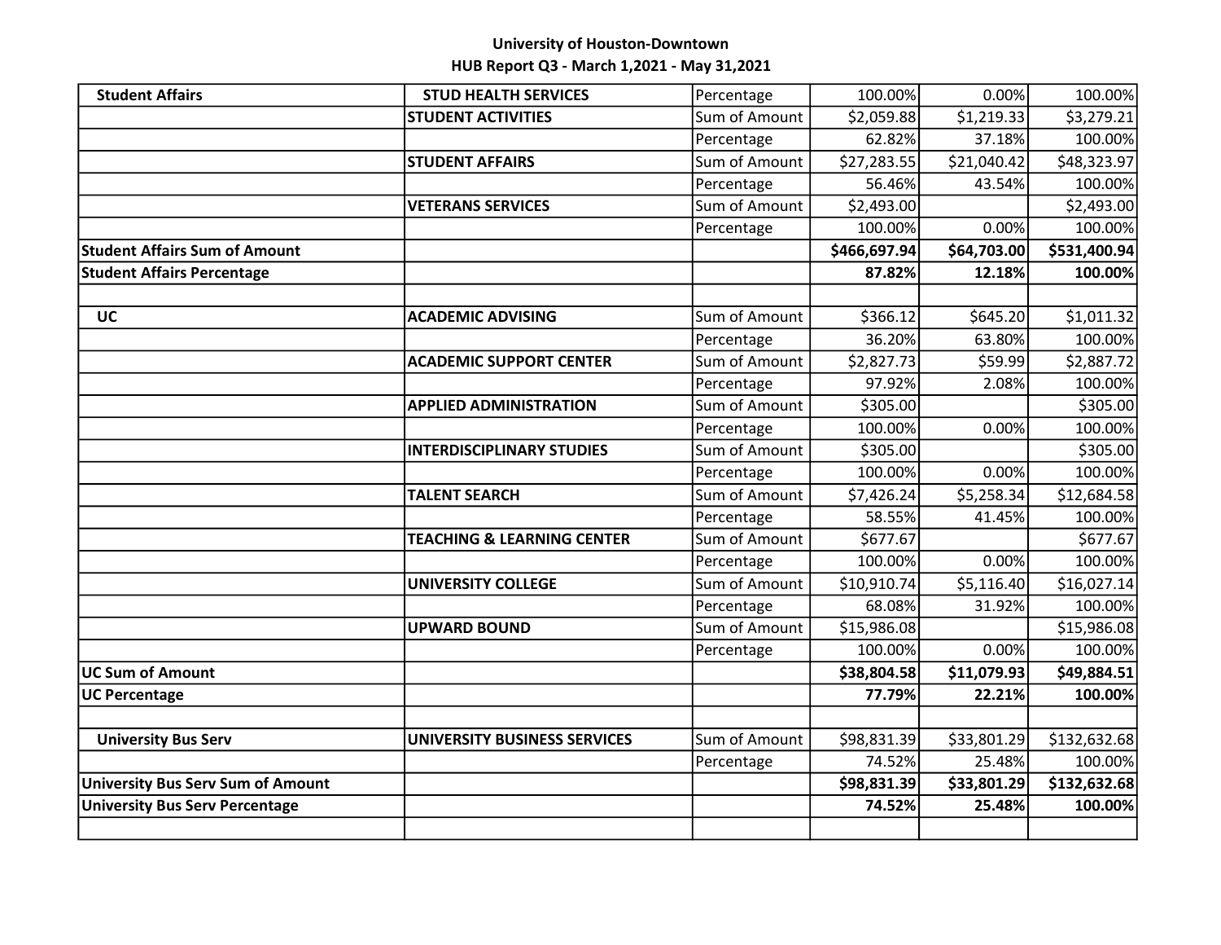University of Houston-Downtown
HUB Report Q3 - March 1,2021 - May 31,2021

| | | | | | |
|---|---|---|---|---|---|
| **Student Affairs** | **STUD HEALTH SERVICES** | Percentage | 100.00% | 0.00% | 100.00% |
| | **STUDENT ACTIVITIES** | Sum of Amount | $2,059.88 | $1,219.33 | $3,279.21 |
| | | Percentage | 62.82% | 37.18% | 100.00% |
| | **STUDENT AFFAIRS** | Sum of Amount | $27,283.55 | $21,040.42 | $48,323.97 |
| | | Percentage | 56.46% | 43.54% | 100.00% |
| | **VETERANS SERVICES** | Sum of Amount | $2,493.00 | | $2,493.00 |
| | | Percentage | 100.00% | 0.00% | 100.00% |
| **Student Affairs Sum of Amount** | | | **$466,697.94** | **$64,703.00** | **$531,400.94** |
| **Student Affairs Percentage** | | | **87.82%** | **12.18%** | **100.00%** |
| | | | | | |
| **UC** | **ACADEMIC ADVISING** | Sum of Amount | $366.12 | $645.20 | $1,011.32 |
| | | Percentage | 36.20% | 63.80% | 100.00% |
| | **ACADEMIC SUPPORT CENTER** | Sum of Amount | $2,827.73 | $59.99 | $2,887.72 |
| | | Percentage | 97.92% | 2.08% | 100.00% |
| | **APPLIED ADMINISTRATION** | Sum of Amount | $305.00 | | $305.00 |
| | | Percentage | 100.00% | 0.00% | 100.00% |
| | **INTERDISCIPLINARY STUDIES** | Sum of Amount | $305.00 | | $305.00 |
| | | Percentage | 100.00% | 0.00% | 100.00% |
| | **TALENT SEARCH** | Sum of Amount | $7,426.24 | $5,258.34 | $12,684.58 |
| | | Percentage | 58.55% | 41.45% | 100.00% |
| | **TEACHING & LEARNING CENTER** | Sum of Amount | $677.67 | | $677.67 |
| | | Percentage | 100.00% | 0.00% | 100.00% |
| | **UNIVERSITY COLLEGE** | Sum of Amount | $10,910.74 | $5,116.40 | $16,027.14 |
| | | Percentage | 68.08% | 31.92% | 100.00% |
| | **UPWARD BOUND** | Sum of Amount | $15,986.08 | | $15,986.08 |
| | | Percentage | 100.00% | 0.00% | 100.00% |
| **UC Sum of Amount** | | | **$38,804.58** | **$11,079.93** | **$49,884.51** |
| **UC Percentage** | | | **77.79%** | **22.21%** | **100.00%** |
| | | | | | |
| **University Bus Serv** | **UNIVERSITY BUSINESS SERVICES** | Sum of Amount | $98,831.39 | $33,801.29 | $132,632.68 |
| | | Percentage | 74.52% | 25.48% | 100.00% |
| **University Bus Serv Sum of Amount** | | | **$98,831.39** | **$33,801.29** | **$132,632.68** |
| **University Bus Serv Percentage** | | | **74.52%** | **25.48%** | **100.00%** |
| | | | | | |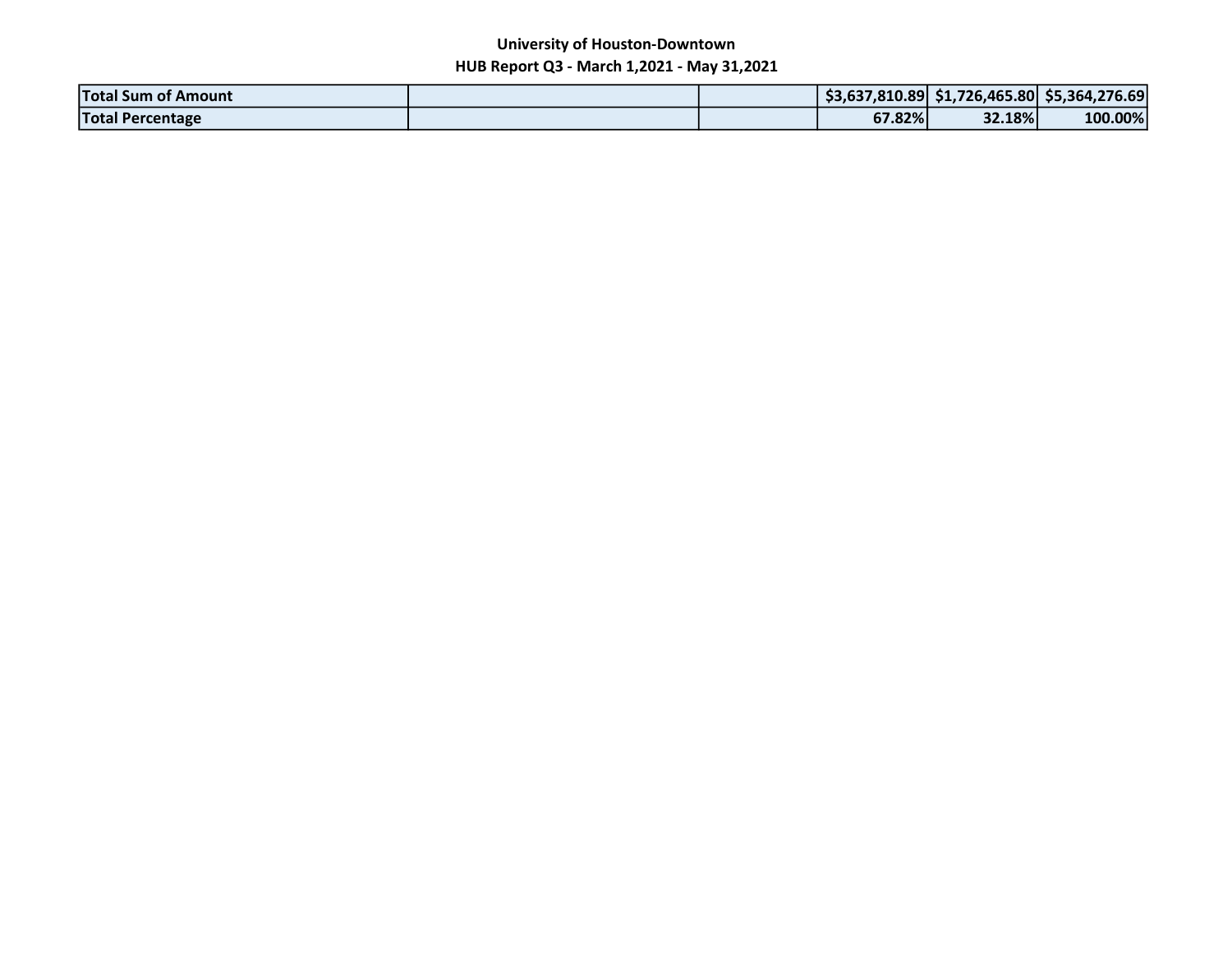**University of Houston-Downtown**
**HUB Report Q3 - March 1,2021 - May 31,2021**

| | | | | | |
|---|---|---|---|---|---|
| **Total Sum of Amount** | | | **$3,637,810.89** | **$1,726,465.80** | **$5,364,276.69** |
| **Total Percentage** | | | **67.82%** | **32.18%** | **100.00%** |